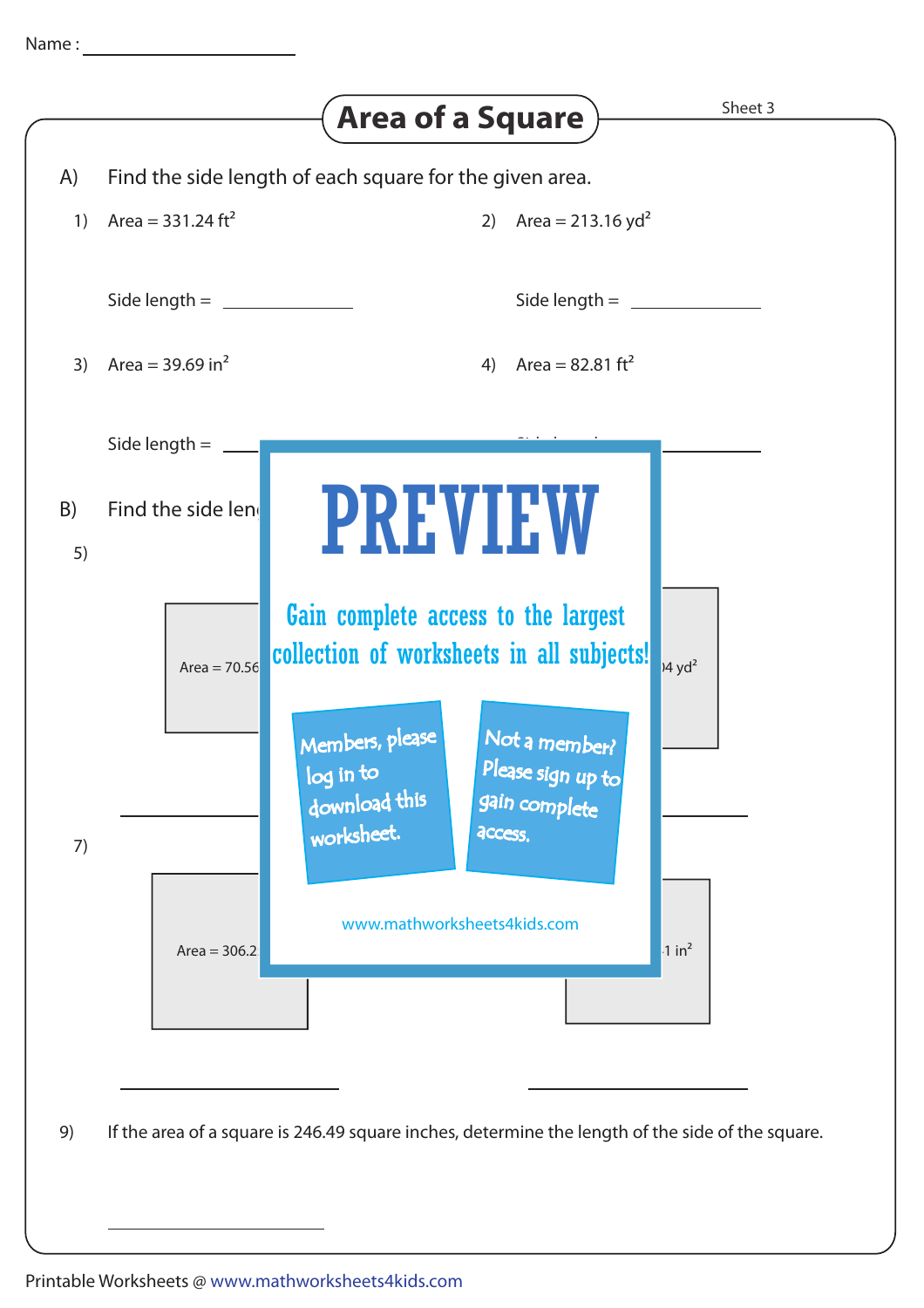Name : ____________________

# Area of a Square

Sheet 3

A) Find the side length of each square for the given area.

1) Area = 331.24 $ft^2$

Side length = ____________

2) Area = 213.16 $yd^2$

Side length = ____________

3) Area = 39.69 $in^2$

Side length = ____________

4) Area = 82.81 $ft^2$

Side length = ____________

B) Find the side len

5)

Area = 70.56

4 $yd^2$

____________ ____________

7)

Area = 306.2

1 $in^2$

____________ ____________

PREVIEW

Gain complete access to the largest collection of worksheets in all subjects!

Members, please log in to download this worksheet.

Not a member? Please sign up to gain complete access.

www.mathworksheets4kids.com

9) If the area of a square is 246.49 square inches, determine the length of the side of the square.

____________

Printable Worksheets @ www.mathworksheets4kids.com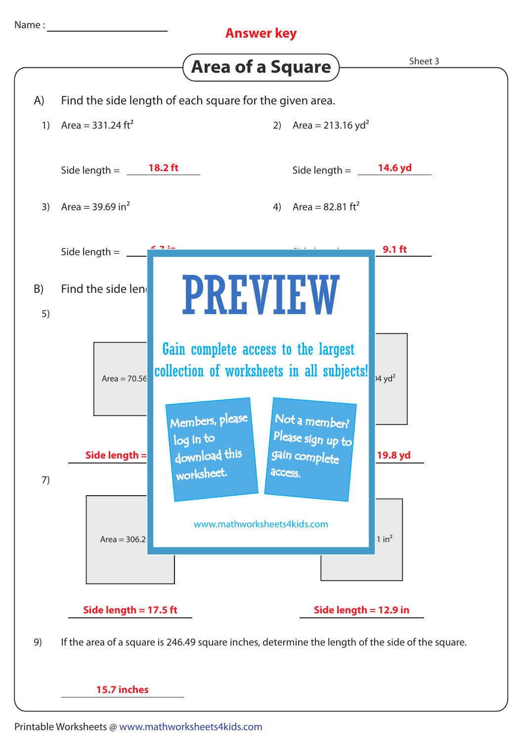Name : ____________________

**Answer key**

# Area of a Square

Sheet 3

A) Find the side length of each square for the given area.

1) Area = 331.24 $ft^2$

Side length = **18.2 ft**

2) Area = 213.16 $yd^2$

Side length = **14.6 yd**

3) Area = 39.69 $in^2$

Side length = **6.3 in**

4) Area = 82.81 $ft^2$

Side length = **9.1 ft**

B) Find the side len

5)

Area = 70.56

**Side length =**

4 $yd^2$

**19.8 yd**

7)

Area = 306.2

**Side length = 17.5 ft**

1 $in^2$

**Side length = 12.9 in**

PREVIEW

Gain complete access to the largest collection of worksheets in all subjects!

Members, please log in to download this worksheet.

Not a member? Please sign up to gain complete access.

www.mathworksheets4kids.com

9) If the area of a square is 246.49 square inches, determine the length of the side of the square.

**15.7 inches**

Printable Worksheets @ www.mathworksheets4kids.com